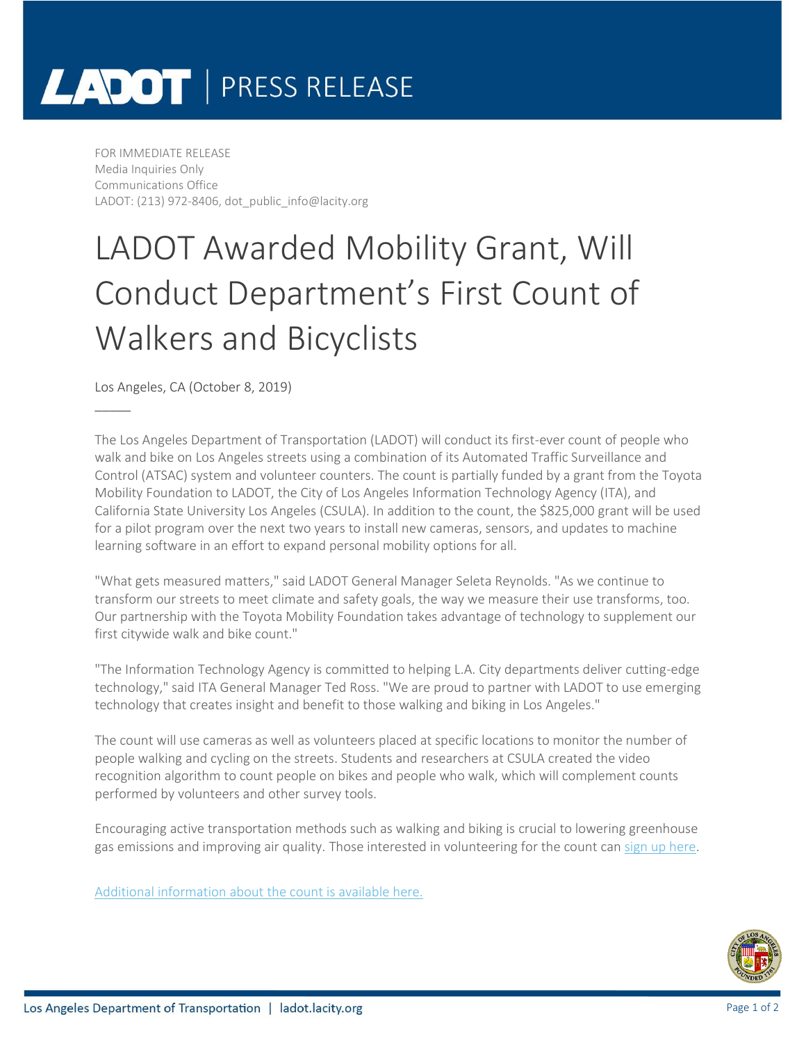**LADOT** | PRESS RELEASE

FOR IMMEDIATE RELEASE
Media Inquiries Only
Communications Office
LADOT: (213) 972-8406, dot_public_info@lacity.org

# LADOT Awarded Mobility Grant, Will Conduct Department's First Count of Walkers and Bicyclists

Los Angeles, CA (October 8, 2019)

\_\_\_\_\_

The Los Angeles Department of Transportation (LADOT) will conduct its first-ever count of people who walk and bike on Los Angeles streets using a combination of its Automated Traffic Surveillance and Control (ATSAC) system and volunteer counters. The count is partially funded by a grant from the Toyota Mobility Foundation to LADOT, the City of Los Angeles Information Technology Agency (ITA), and California State University Los Angeles (CSULA). In addition to the count, the $825,000 grant will be used for a pilot program over the next two years to install new cameras, sensors, and updates to machine learning software in an effort to expand personal mobility options for all.

"What gets measured matters," said LADOT General Manager Seleta Reynolds. "As we continue to transform our streets to meet climate and safety goals, the way we measure their use transforms, too. Our partnership with the Toyota Mobility Foundation takes advantage of technology to supplement our first citywide walk and bike count."

"The Information Technology Agency is committed to helping L.A. City departments deliver cutting-edge technology," said ITA General Manager Ted Ross. "We are proud to partner with LADOT to use emerging technology that creates insight and benefit to those walking and biking in Los Angeles."

The count will use cameras as well as volunteers placed at specific locations to monitor the number of people walking and cycling on the streets. Students and researchers at CSULA created the video recognition algorithm to count people on bikes and people who walk, which will complement counts performed by volunteers and other survey tools.

Encouraging active transportation methods such as walking and biking is crucial to lowering greenhouse gas emissions and improving air quality. Those interested in volunteering for the count can sign up here.

Additional information about the count is available here.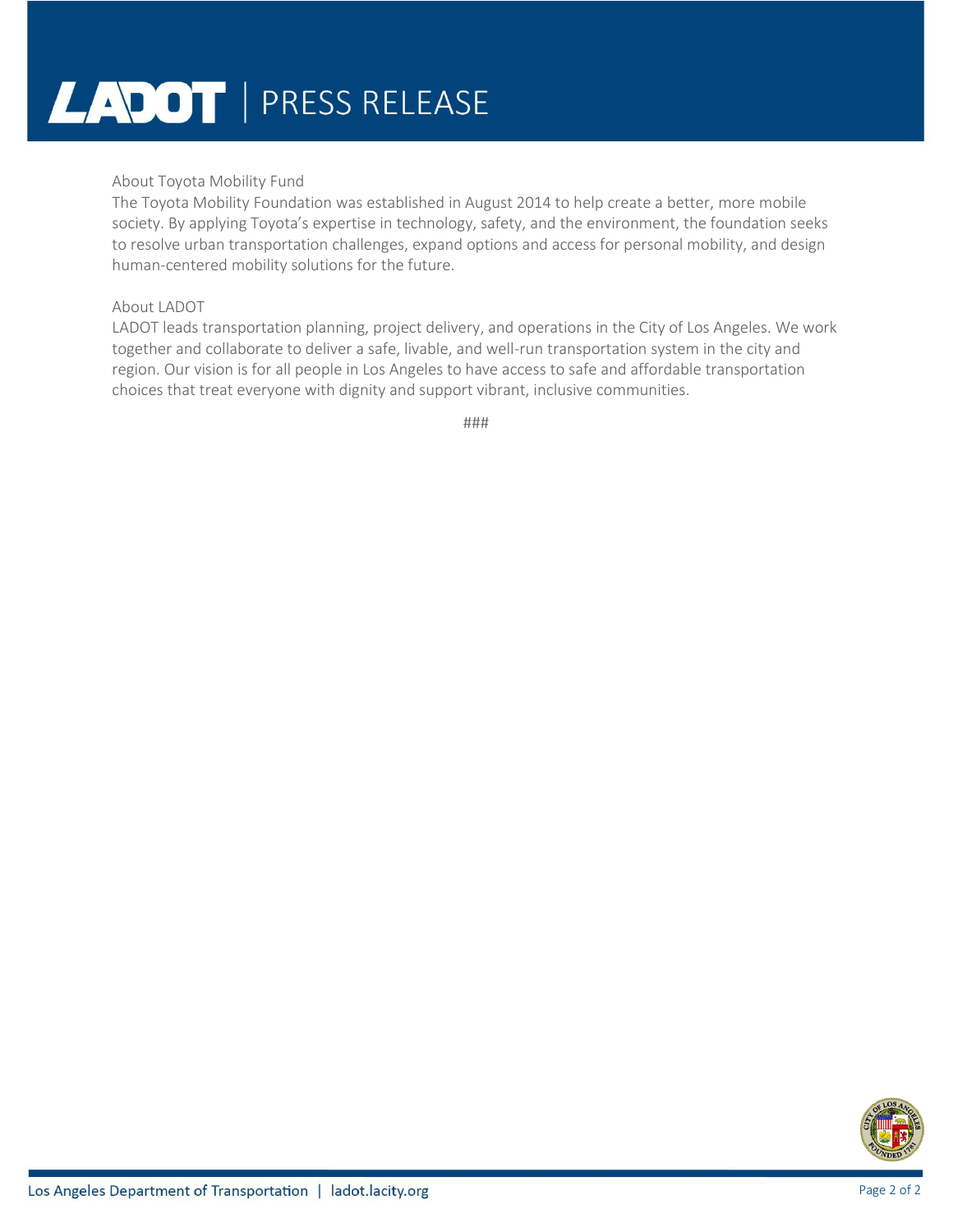## About Toyota Mobility Fund

The Toyota Mobility Foundation was established in August 2014 to help create a better, more mobile society. By applying Toyota's expertise in technology, safety, and the environment, the foundation seeks to resolve urban transportation challenges, expand options and access for personal mobility, and design human-centered mobility solutions for the future.

## About LADOT

LADOT leads transportation planning, project delivery, and operations in the City of Los Angeles. We work together and collaborate to deliver a safe, livable, and well-run transportation system in the city and region. Our vision is for all people in Los Angeles to have access to safe and affordable transportation choices that treat everyone with dignity and support vibrant, inclusive communities.

###